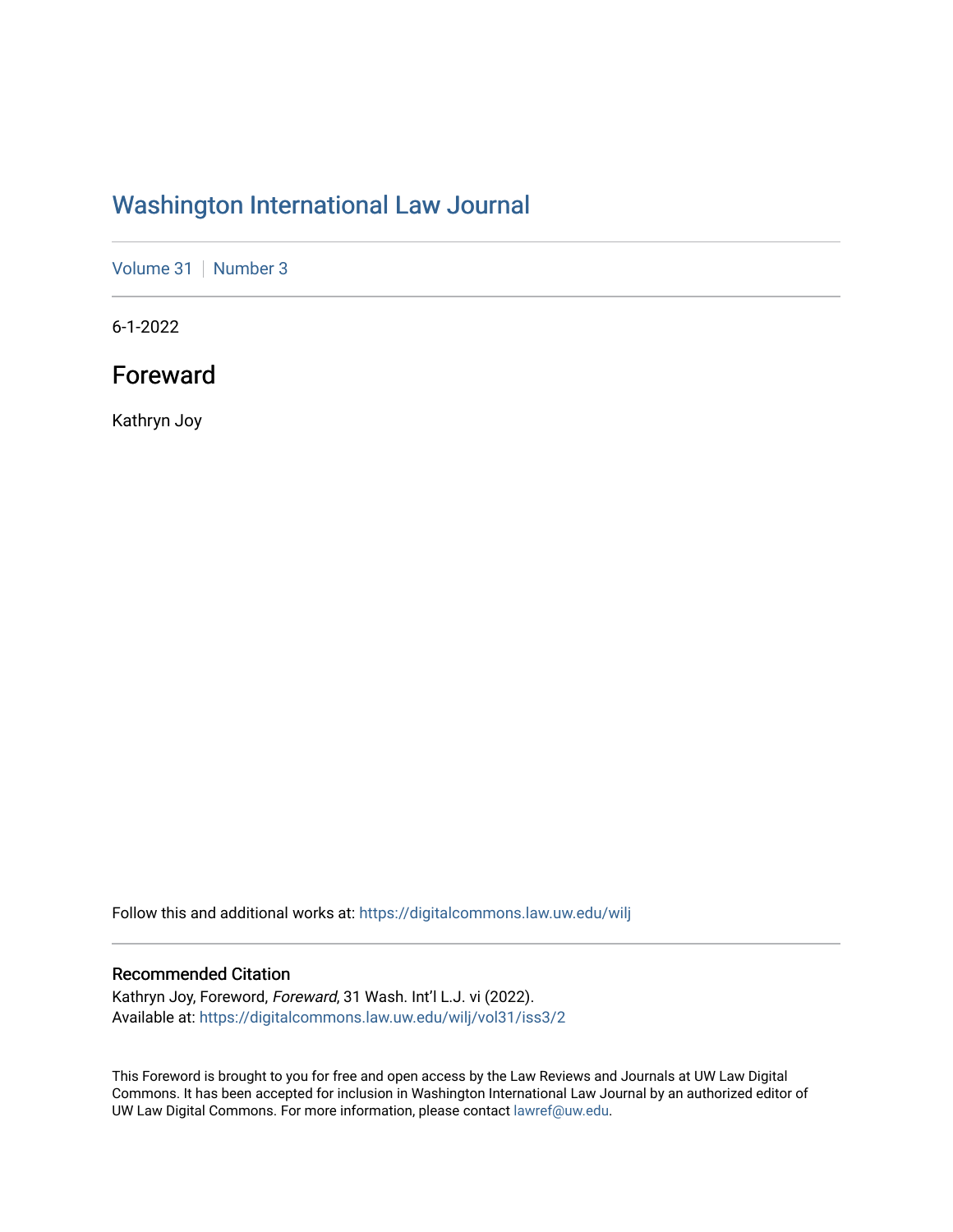# Washington International Law Journal

Volume 31 | Number 3

6-1-2022

## Foreward

Kathryn Joy

Follow this and additional works at: https://digitalcommons.law.uw.edu/wilj

### Recommended Citation

Kathryn Joy, Foreword, *Foreward*, 31 Wash. Int'l L.J. vi (2022).
Available at: https://digitalcommons.law.uw.edu/wilj/vol31/iss3/2

This Foreword is brought to you for free and open access by the Law Reviews and Journals at UW Law Digital Commons. It has been accepted for inclusion in Washington International Law Journal by an authorized editor of UW Law Digital Commons. For more information, please contact lawref@uw.edu.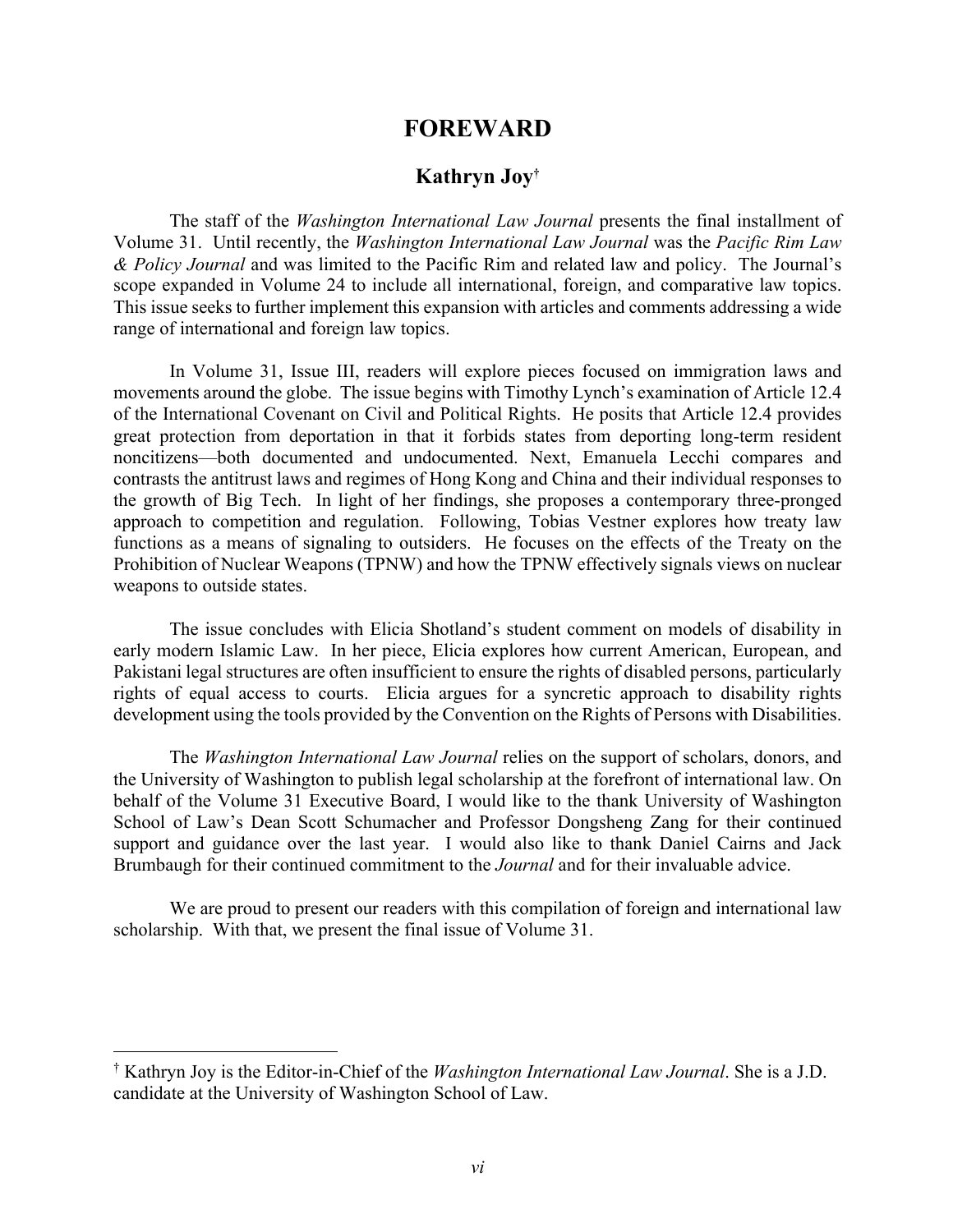# FOREWARD

## Kathryn Joy[†]

The staff of the *Washington International Law Journal* presents the final installment of Volume 31. Until recently, the *Washington International Law Journal* was the *Pacific Rim Law & Policy Journal* and was limited to the Pacific Rim and related law and policy. The Journal's scope expanded in Volume 24 to include all international, foreign, and comparative law topics. This issue seeks to further implement this expansion with articles and comments addressing a wide range of international and foreign law topics.

In Volume 31, Issue III, readers will explore pieces focused on immigration laws and movements around the globe. The issue begins with Timothy Lynch's examination of Article 12.4 of the International Covenant on Civil and Political Rights. He posits that Article 12.4 provides great protection from deportation in that it forbids states from deporting long-term resident noncitizens—both documented and undocumented. Next, Emanuela Lecchi compares and contrasts the antitrust laws and regimes of Hong Kong and China and their individual responses to the growth of Big Tech. In light of her findings, she proposes a contemporary three-pronged approach to competition and regulation. Following, Tobias Vestner explores how treaty law functions as a means of signaling to outsiders. He focuses on the effects of the Treaty on the Prohibition of Nuclear Weapons (TPNW) and how the TPNW effectively signals views on nuclear weapons to outside states.

The issue concludes with Elicia Shotland's student comment on models of disability in early modern Islamic Law. In her piece, Elicia explores how current American, European, and Pakistani legal structures are often insufficient to ensure the rights of disabled persons, particularly rights of equal access to courts. Elicia argues for a syncretic approach to disability rights development using the tools provided by the Convention on the Rights of Persons with Disabilities.

The *Washington International Law Journal* relies on the support of scholars, donors, and the University of Washington to publish legal scholarship at the forefront of international law. On behalf of the Volume 31 Executive Board, I would like to the thank University of Washington School of Law's Dean Scott Schumacher and Professor Dongsheng Zang for their continued support and guidance over the last year. I would also like to thank Daniel Cairns and Jack Brumbaugh for their continued commitment to the *Journal* and for their invaluable advice.

We are proud to present our readers with this compilation of foreign and international law scholarship. With that, we present the final issue of Volume 31.

---

[†] Kathryn Joy is the Editor-in-Chief of the *Washington International Law Journal*. She is a J.D. candidate at the University of Washington School of Law.